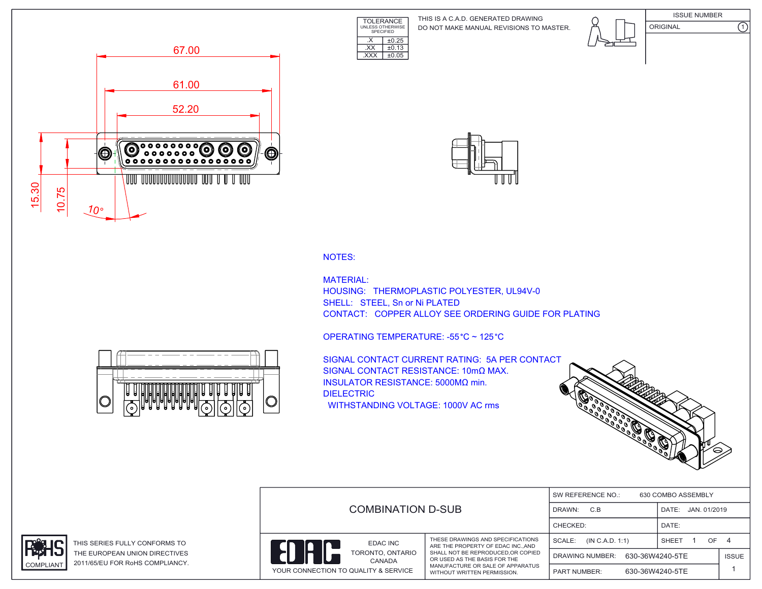| TOLERANCE UNLESS OTHERWISE SPECIFIED | |
|---|---|
| .X | ±0.25 |
| .XX | ±0.13 |
| .XXX | ±0.05 |

THIS IS A C.A.D. GENERATED DRAWING
DO NOT MAKE MANUAL REVISIONS TO MASTER.

| ISSUE NUMBER | |
|---|---|
| ORIGINAL | 1 |

67.00
61.00
52.20
15.30
10.75
10°

NOTES:

MATERIAL:
HOUSING: THERMOPLASTIC POLYESTER, UL94V-0
SHELL: STEEL, Sn or Ni PLATED
CONTACT: COPPER ALLOY SEE ORDERING GUIDE FOR PLATING

OPERATING TEMPERATURE: -55°C ~ 125°C

SIGNAL CONTACT CURRENT RATING: 5A PER CONTACT
SIGNAL CONTACT RESISTANCE: 10mΩ MAX.
INSULATOR RESISTANCE: 5000MΩ min.
DIELECTRIC
WITHSTANDING VOLTAGE: 1000V AC rms

RoHS COMPLIANT

THIS SERIES FULLY CONFORMS TO THE EUROPEAN UNION DIRECTIVES 2011/65/EU FOR RoHS COMPLIANCY.

| COMBINATION D-SUB | | SW REFERENCE NO.: 630 COMBO ASSEMBLY | |
|---|---|---|---|
| | | DRAWN: C.B | DATE: JAN. 01/2019 |
| | | CHECKED: | DATE: |
| EDAC — EDAC INC TORONTO, ONTARIO CANADA — YOUR CONNECTION TO QUALITY & SERVICE | THESE DRAWINGS AND SPECIFICATIONS ARE THE PROPERTY OF EDAC INC.,AND SHALL NOT BE REPRODUCED,OR COPIED OR USED AS THE BASIS FOR THE MANUFACTURE OR SALE OF APPARATUS WITHOUT WRITTEN PERMISSION. | SCALE: (IN C.A.D. 1:1) | SHEET 1 OF 4 |
| | | DRAWING NUMBER: 630-36W4240-5TE | ISSUE 1 |
| | | PART NUMBER: 630-36W4240-5TE | |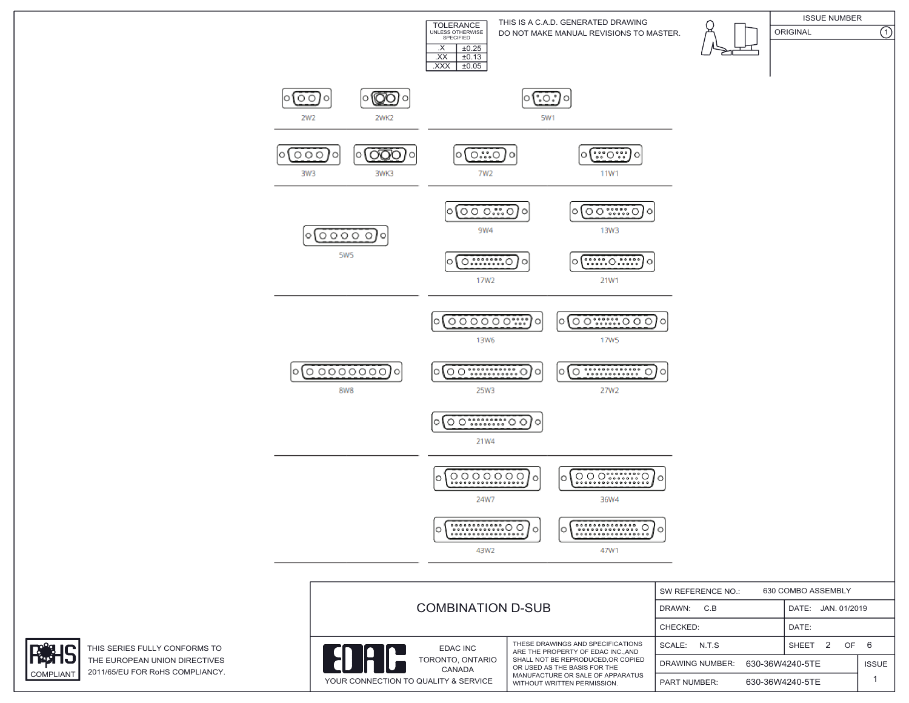| TOLERANCE UNLESS OTHERWISE SPECIFIED | |
|---|---|
| .X | ±0.25 |
| .XX | ±0.13 |
| .XXX | ±0.05 |

THIS IS A C.A.D. GENERATED DRAWING
DO NOT MAKE MANUAL REVISIONS TO MASTER.

| ISSUE NUMBER | |
|---|---|
| ORIGINAL | 1 |

2W2 2WK2 5W1

3W3 3WK3 7W2 11W1

5W5 9W4 13W3 17W2 21W1

8W8 13W6 17W5 25W3 27W2 21W4

24W7 36W4 43W2 47W1

RoHS COMPLIANT

THIS SERIES FULLY CONFORMS TO THE EUROPEAN UNION DIRECTIVES 2011/65/EU FOR RoHS COMPLIANCY.

# COMBINATION D-SUB

EDAC INC
TORONTO, ONTARIO
CANADA
YOUR CONNECTION TO QUALITY & SERVICE

THESE DRAWINGS AND SPECIFICATIONS ARE THE PROPERTY OF EDAC INC.,AND SHALL NOT BE REPRODUCED,OR COPIED OR USED AS THE BASIS FOR THE MANUFACTURE OR SALE OF APPARATUS WITHOUT WRITTEN PERMISSION.

| SW REFERENCE NO.: 630 COMBO ASSEMBLY | | |
|---|---|---|
| DRAWN: C.B | DATE: JAN. 01/2019 | |
| CHECKED: | DATE: | |
| SCALE: N.T.S | SHEET 2 OF 6 | |
| DRAWING NUMBER: 630-36W4240-5TE | | ISSUE |
| PART NUMBER: 630-36W4240-5TE | | 1 |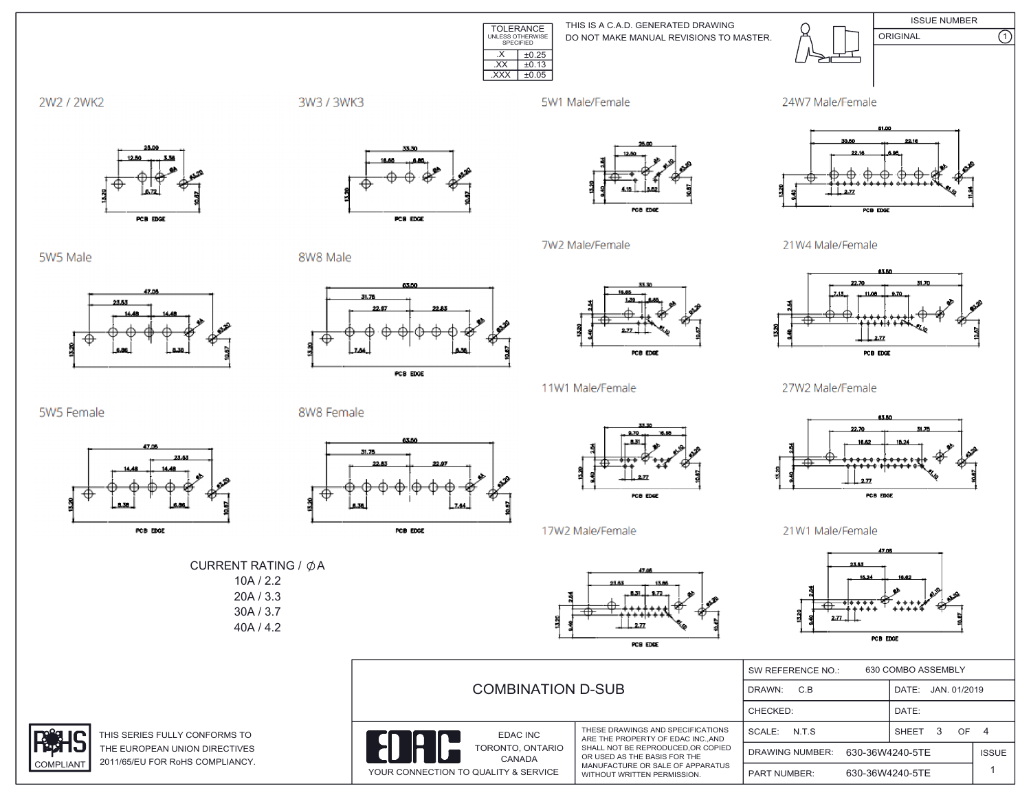| TOLERANCE UNLESS OTHERWISE SPECIFIED | |
|---|---|
| .X | ±0.25 |
| .XX | ±0.13 |
| .XXX | ±0.05 |

THIS IS A C.A.D. GENERATED DRAWING
DO NOT MAKE MANUAL REVISIONS TO MASTER.

| ISSUE NUMBER | |
|---|---|
| ORIGINAL | 1 |

## 2W2 / 2WK2

## 3W3 / 3WK3

## 5W1 Male/Female

## 24W7 Male/Female

## 5W5 Male

## 8W8 Male

## 7W2 Male/Female

## 21W4 Male/Female

## 5W5 Female

## 8W8 Female

## 11W1 Male/Female

## 27W2 Male/Female

## 17W2 Male/Female

## 21W1 Male/Female

CURRENT RATING / ∅A
10A / 2.2
20A / 3.3
30A / 3.7
40A / 4.2

RoHS COMPLIANT

THIS SERIES FULLY CONFORMS TO THE EUROPEAN UNION DIRECTIVES 2011/65/EU FOR RoHS COMPLIANCY.

# COMBINATION D-SUB

EDAC

EDAC INC
TORONTO, ONTARIO
CANADA

YOUR CONNECTION TO QUALITY & SERVICE

THESE DRAWINGS AND SPECIFICATIONS ARE THE PROPERTY OF EDAC INC.,AND SHALL NOT BE REPRODUCED,OR COPIED OR USED AS THE BASIS FOR THE MANUFACTURE OR SALE OF APPARATUS WITHOUT WRITTEN PERMISSION.

| SW REFERENCE NO.: | 630 COMBO ASSEMBLY | |
|---|---|---|
| DRAWN: C.B | DATE: JAN. 01/2019 | |
| CHECKED: | DATE: | |
| SCALE: N.T.S | SHEET 3 OF 4 | |
| DRAWING NUMBER: | 630-36W4240-5TE | ISSUE |
| PART NUMBER: | 630-36W4240-5TE | 1 |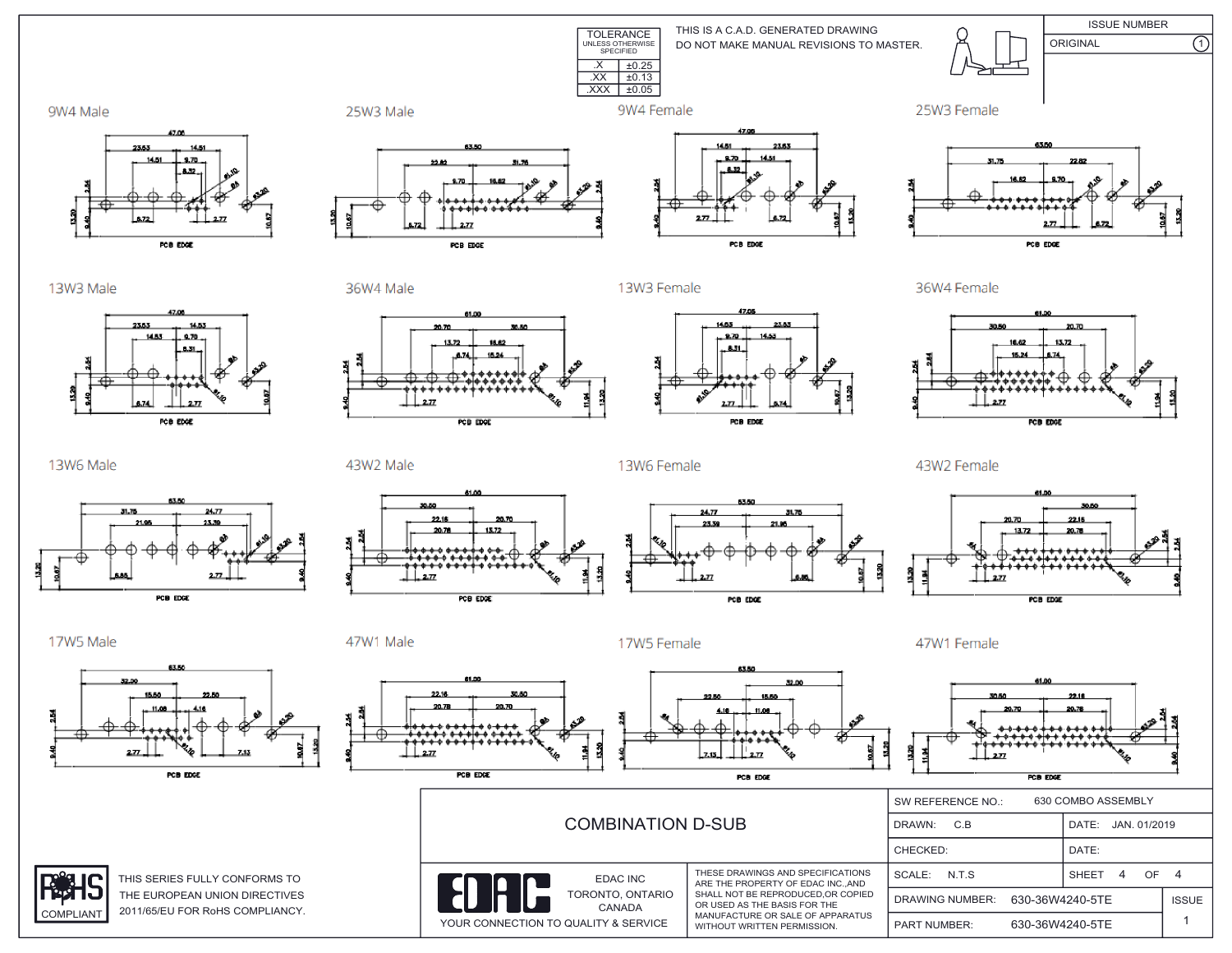| TOLERANCE UNLESS OTHERWISE SPECIFIED | |
|---|---|
| .X | ±0.25 |
| .XX | ±0.13 |
| .XXX | ±0.05 |

THIS IS A C.A.D. GENERATED DRAWING
DO NOT MAKE MANUAL REVISIONS TO MASTER.

| ISSUE NUMBER | |
|---|---|
| ORIGINAL | 1 |

9W4 Male

25W3 Male

9W4 Female

25W3 Female

13W3 Male

36W4 Male

13W3 Female

36W4 Female

13W6 Male

43W2 Male

13W6 Female

43W2 Female

17W5 Male

47W1 Male

17W5 Female

47W1 Female

PCB EDGE

# COMBINATION D-SUB

| | | | |
|---|---|---|---|
| SW REFERENCE NO.: | 630 COMBO ASSEMBLY | | |
| DRAWN: C.B | | DATE: JAN. 01/2019 | |
| CHECKED: | | DATE: | |
| SCALE: N.T.S | | SHEET 4 OF 4 | |
| DRAWING NUMBER: | 630-36W4240-5TE | | ISSUE |
| PART NUMBER: | 630-36W4240-5TE | | 1 |

EDAC INC
TORONTO, ONTARIO
CANADA
YOUR CONNECTION TO QUALITY & SERVICE

THESE DRAWINGS AND SPECIFICATIONS ARE THE PROPERTY OF EDAC INC.,AND SHALL NOT BE REPRODUCED,OR COPIED OR USED AS THE BASIS FOR THE MANUFACTURE OR SALE OF APPARATUS WITHOUT WRITTEN PERMISSION.

RoHS COMPLIANT

THIS SERIES FULLY CONFORMS TO THE EUROPEAN UNION DIRECTIVES 2011/65/EU FOR RoHS COMPLIANCY.